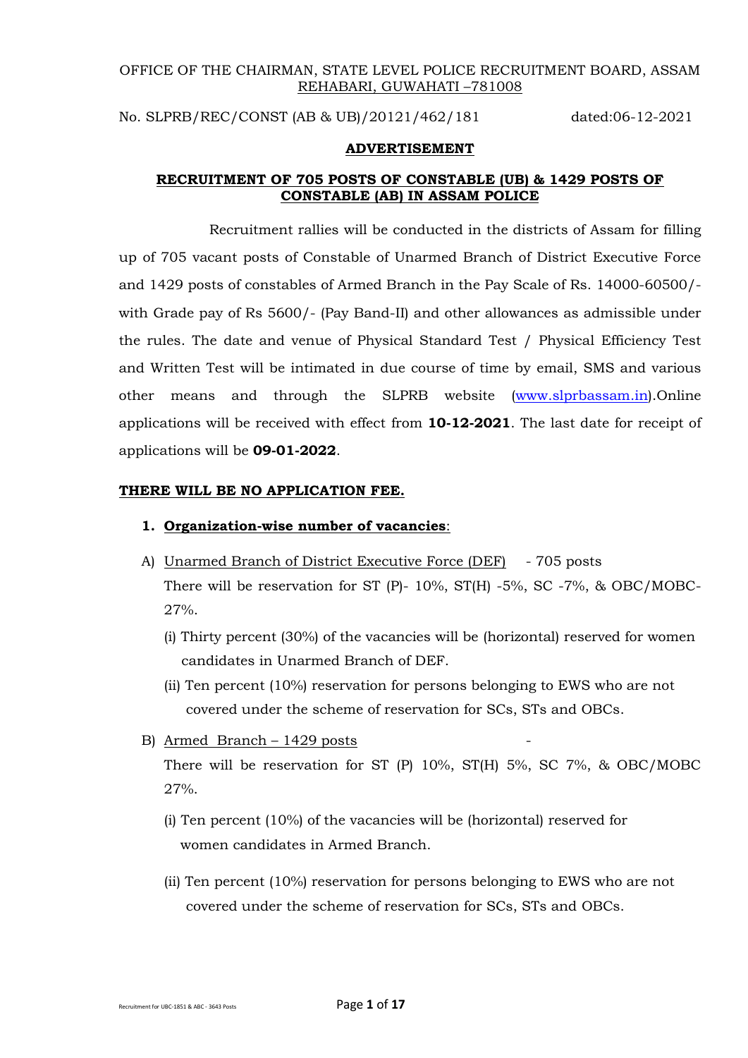OFFICE OF THE CHAIRMAN, STATE LEVEL POLICE RECRUITMENT BOARD, ASSAM
REHABARI, GUWAHATI –781008

No. SLPRB/REC/CONST (AB & UB)/20121/462/181 dated:06-12-2021

## ADVERTISEMENT

## RECRUITMENT OF 705 POSTS OF CONSTABLE (UB) & 1429 POSTS OF CONSTABLE (AB) IN ASSAM POLICE

Recruitment rallies will be conducted in the districts of Assam for filling up of 705 vacant posts of Constable of Unarmed Branch of District Executive Force and 1429 posts of constables of Armed Branch in the Pay Scale of Rs. 14000-60500/- with Grade pay of Rs 5600/- (Pay Band-II) and other allowances as admissible under the rules. The date and venue of Physical Standard Test / Physical Efficiency Test and Written Test will be intimated in due course of time by email, SMS and various other means and through the SLPRB website (www.slprbassam.in).Online applications will be received with effect from **10-12-2021**. The last date for receipt of applications will be **09-01-2022**.

**THERE WILL BE NO APPLICATION FEE.**

1. **Organization-wise number of vacancies**:

A) Unarmed Branch of District Executive Force (DEF) - 705 posts
There will be reservation for ST (P)- 10%, ST(H) -5%, SC -7%, & OBC/MOBC-27%.

(i) Thirty percent (30%) of the vacancies will be (horizontal) reserved for women candidates in Unarmed Branch of DEF.

(ii) Ten percent (10%) reservation for persons belonging to EWS who are not covered under the scheme of reservation for SCs, STs and OBCs.

B) Armed Branch – 1429 posts -
There will be reservation for ST (P) 10%, ST(H) 5%, SC 7%, & OBC/MOBC 27%.

(i) Ten percent (10%) of the vacancies will be (horizontal) reserved for women candidates in Armed Branch.

(ii) Ten percent (10%) reservation for persons belonging to EWS who are not covered under the scheme of reservation for SCs, STs and OBCs.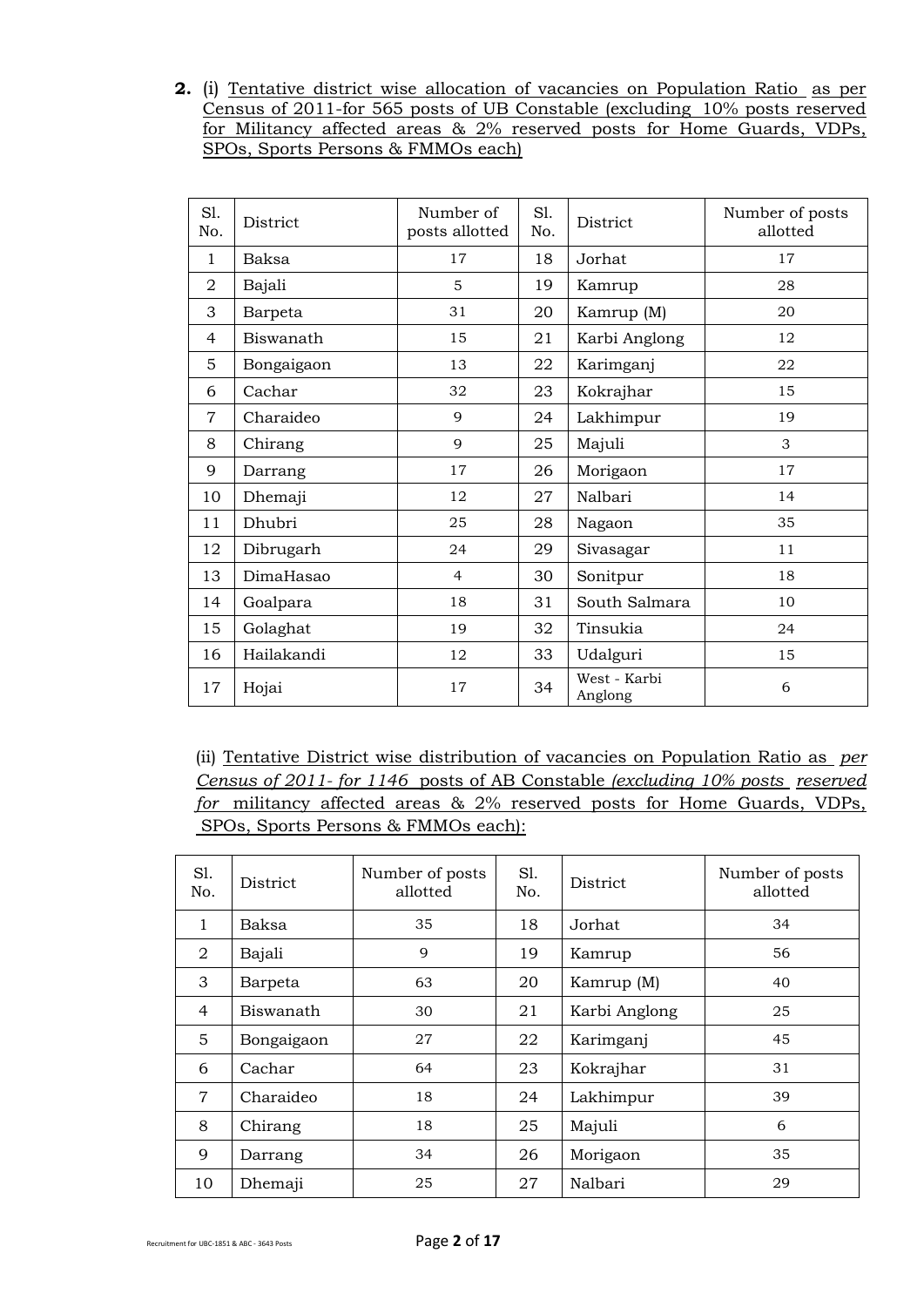**2.** (i) Tentative district wise allocation of vacancies on Population Ratio as per Census of 2011-for 565 posts of UB Constable (excluding 10% posts reserved for Militancy affected areas & 2% reserved posts for Home Guards, VDPs, SPOs, Sports Persons & FMMOs each)

| Sl. No. | District | Number of posts allotted | Sl. No. | District | Number of posts allotted |
|---|---|---|---|---|---|
| 1 | Baksa | 17 | 18 | Jorhat | 17 |
| 2 | Bajali | 5 | 19 | Kamrup | 28 |
| 3 | Barpeta | 31 | 20 | Kamrup (M) | 20 |
| 4 | Biswanath | 15 | 21 | Karbi Anglong | 12 |
| 5 | Bongaigaon | 13 | 22 | Karimganj | 22 |
| 6 | Cachar | 32 | 23 | Kokrajhar | 15 |
| 7 | Charaideo | 9 | 24 | Lakhimpur | 19 |
| 8 | Chirang | 9 | 25 | Majuli | 3 |
| 9 | Darrang | 17 | 26 | Morigaon | 17 |
| 10 | Dhemaji | 12 | 27 | Nalbari | 14 |
| 11 | Dhubri | 25 | 28 | Nagaon | 35 |
| 12 | Dibrugarh | 24 | 29 | Sivasagar | 11 |
| 13 | DimaHasao | 4 | 30 | Sonitpur | 18 |
| 14 | Goalpara | 18 | 31 | South Salmara | 10 |
| 15 | Golaghat | 19 | 32 | Tinsukia | 24 |
| 16 | Hailakandi | 12 | 33 | Udalguri | 15 |
| 17 | Hojai | 17 | 34 | West - Karbi Anglong | 6 |

(ii) Tentative District wise distribution of vacancies on Population Ratio as *per Census of 2011- for 1146* posts of AB Constable *(excluding 10% posts reserved for* militancy affected areas & 2% reserved posts for Home Guards, VDPs, SPOs, Sports Persons & FMMOs each):

| Sl. No. | District | Number of posts allotted | Sl. No. | District | Number of posts allotted |
|---|---|---|---|---|---|
| 1 | Baksa | 35 | 18 | Jorhat | 34 |
| 2 | Bajali | 9 | 19 | Kamrup | 56 |
| 3 | Barpeta | 63 | 20 | Kamrup (M) | 40 |
| 4 | Biswanath | 30 | 21 | Karbi Anglong | 25 |
| 5 | Bongaigaon | 27 | 22 | Karimganj | 45 |
| 6 | Cachar | 64 | 23 | Kokrajhar | 31 |
| 7 | Charaideo | 18 | 24 | Lakhimpur | 39 |
| 8 | Chirang | 18 | 25 | Majuli | 6 |
| 9 | Darrang | 34 | 26 | Morigaon | 35 |
| 10 | Dhemaji | 25 | 27 | Nalbari | 29 |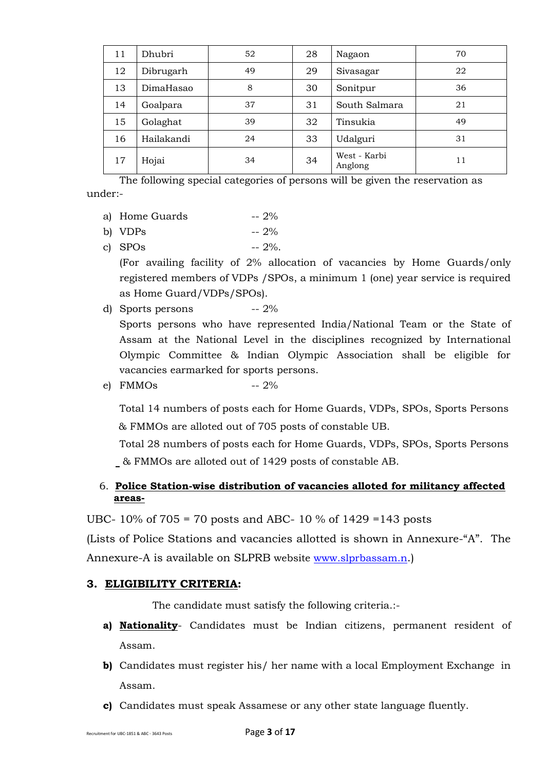| 11 | Dhubri | 52 | 28 | Nagaon | 70 |
|---|---|---|---|---|---|
| 12 | Dibrugarh | 49 | 29 | Sivasagar | 22 |
| 13 | DimaHasao | 8 | 30 | Sonitpur | 36 |
| 14 | Goalpara | 37 | 31 | South Salmara | 21 |
| 15 | Golaghat | 39 | 32 | Tinsukia | 49 |
| 16 | Hailakandi | 24 | 33 | Udalguri | 31 |
| 17 | Hojai | 34 | 34 | West - Karbi Anglong | 11 |

The following special categories of persons will be given the reservation as under:-

a) Home Guards -- 2%
b) VDPs -- 2%
c) SPOs -- 2%.
   (For availing facility of 2% allocation of vacancies by Home Guards/only registered members of VDPs /SPOs, a minimum 1 (one) year service is required as Home Guard/VDPs/SPOs).
d) Sports persons -- 2%
   Sports persons who have represented India/National Team or the State of Assam at the National Level in the disciplines recognized by International Olympic Committee & Indian Olympic Association shall be eligible for vacancies earmarked for sports persons.
e) FMMOs -- 2%

   Total 14 numbers of posts each for Home Guards, VDPs, SPOs, Sports Persons & FMMOs are alloted out of 705 posts of constable UB.

   Total 28 numbers of posts each for Home Guards, VDPs, SPOs, Sports Persons & FMMOs are alloted out of 1429 posts of constable AB.

6. **Police Station-wise distribution of vacancies alloted for militancy affected areas-**

UBC- 10% of 705 = 70 posts and ABC- 10 % of 1429 =143 posts

(Lists of Police Stations and vacancies allotted is shown in Annexure-"A". The Annexure-A is available on SLPRB website www.slprbassam.n.)

## 3. ELIGIBILITY CRITERIA:

The candidate must satisfy the following criteria.:-

**a)** **Nationality**- Candidates must be Indian citizens, permanent resident of Assam.

**b)** Candidates must register his/ her name with a local Employment Exchange in Assam.

**c)** Candidates must speak Assamese or any other state language fluently.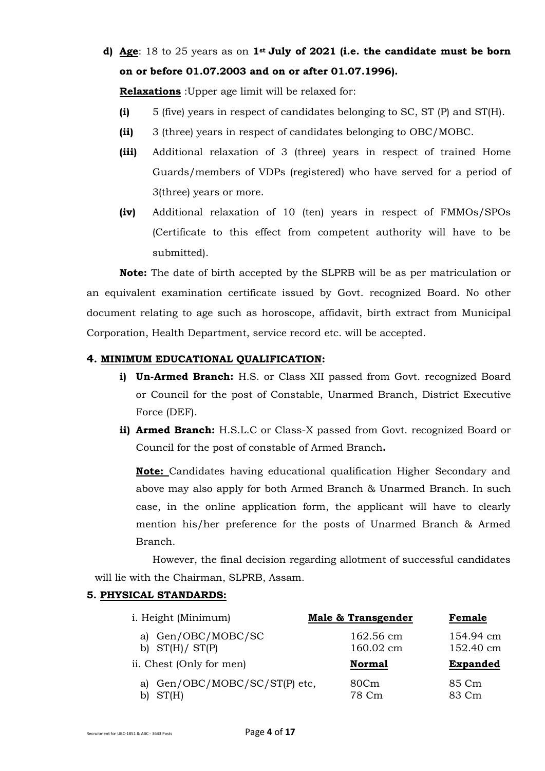**d) <u>Age</u>**: 18 to 25 years as on **1st July of 2021 (i.e. the candidate must be born on or before 01.07.2003 and on or after 01.07.1996).**

**<u>Relaxations</u>** :Upper age limit will be relaxed for:

- **(i)** 5 (five) years in respect of candidates belonging to SC, ST (P) and ST(H).
- **(ii)** 3 (three) years in respect of candidates belonging to OBC/MOBC.
- **(iii)** Additional relaxation of 3 (three) years in respect of trained Home Guards/members of VDPs (registered) who have served for a period of 3(three) years or more.
- **(iv)** Additional relaxation of 10 (ten) years in respect of FMMOs/SPOs (Certificate to this effect from competent authority will have to be submitted).

**Note:** The date of birth accepted by the SLPRB will be as per matriculation or an equivalent examination certificate issued by Govt. recognized Board. No other document relating to age such as horoscope, affidavit, birth extract from Municipal Corporation, Health Department, service record etc. will be accepted.

### 4. <u>MINIMUM EDUCATIONAL QUALIFICATION</u>:

- **i) Un-Armed Branch:** H.S. or Class XII passed from Govt. recognized Board or Council for the post of Constable, Unarmed Branch, District Executive Force (DEF).
- **ii) Armed Branch:** H.S.L.C or Class-X passed from Govt. recognized Board or Council for the post of constable of Armed Branch**.**

  **<u>Note:</u>** Candidates having educational qualification Higher Secondary and above may also apply for both Armed Branch & Unarmed Branch. In such case, in the online application form, the applicant will have to clearly mention his/her preference for the posts of Unarmed Branch & Armed Branch.

However, the final decision regarding allotment of successful candidates will lie with the Chairman, SLPRB, Assam.

### 5. <u>PHYSICAL STANDARDS:</u>

| i. Height (Minimum) | **Male & Transgender** | **Female** |
|---|---|---|
| a) Gen/OBC/MOBC/SC | 162.56 cm | 154.94 cm |
| b) ST(H)/ ST(P) | 160.02 cm | 152.40 cm |
| ii. Chest (Only for men) | **Normal** | **Expanded** |
| a) Gen/OBC/MOBC/SC/ST(P) etc, | 80Cm | 85 Cm |
| b) ST(H) | 78 Cm | 83 Cm |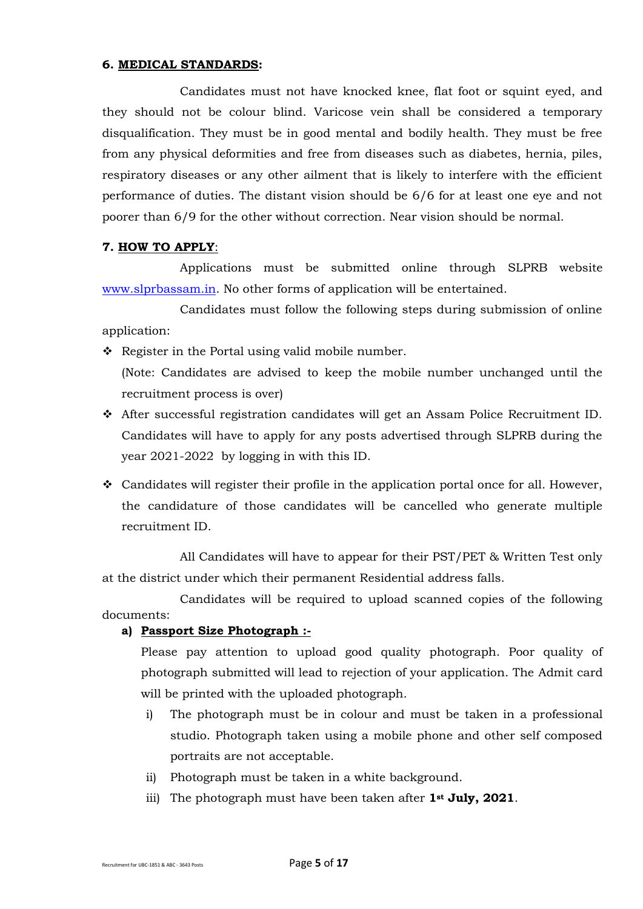**6. MEDICAL STANDARDS:**

Candidates must not have knocked knee, flat foot or squint eyed, and they should not be colour blind. Varicose vein shall be considered a temporary disqualification. They must be in good mental and bodily health. They must be free from any physical deformities and free from diseases such as diabetes, hernia, piles, respiratory diseases or any other ailment that is likely to interfere with the efficient performance of duties. The distant vision should be 6/6 for at least one eye and not poorer than 6/9 for the other without correction. Near vision should be normal.

**7. HOW TO APPLY:**

Applications must be submitted online through SLPRB website www.slprbassam.in. No other forms of application will be entertained.

Candidates must follow the following steps during submission of online application:

- Register in the Portal using valid mobile number.
  (Note: Candidates are advised to keep the mobile number unchanged until the recruitment process is over)
- After successful registration candidates will get an Assam Police Recruitment ID. Candidates will have to apply for any posts advertised through SLPRB during the year 2021-2022 by logging in with this ID.
- Candidates will register their profile in the application portal once for all. However, the candidature of those candidates will be cancelled who generate multiple recruitment ID.

All Candidates will have to appear for their PST/PET & Written Test only at the district under which their permanent Residential address falls.

Candidates will be required to upload scanned copies of the following documents:

**a) Passport Size Photograph :-**

Please pay attention to upload good quality photograph. Poor quality of photograph submitted will lead to rejection of your application. The Admit card will be printed with the uploaded photograph.

i) The photograph must be in colour and must be taken in a professional studio. Photograph taken using a mobile phone and other self composed portraits are not acceptable.

ii) Photograph must be taken in a white background.

iii) The photograph must have been taken after **1st July, 2021**.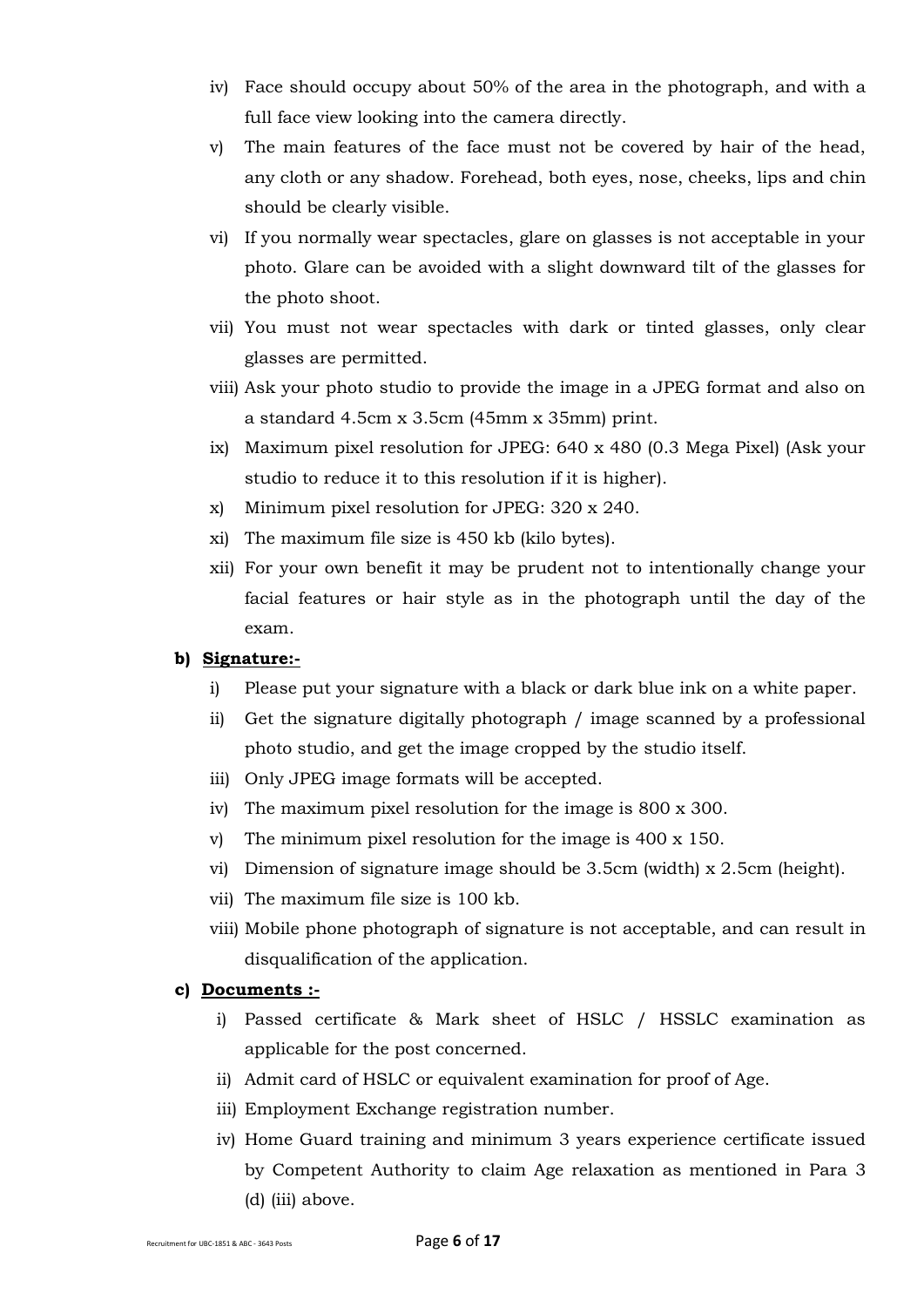iv) Face should occupy about 50% of the area in the photograph, and with a full face view looking into the camera directly.

v) The main features of the face must not be covered by hair of the head, any cloth or any shadow. Forehead, both eyes, nose, cheeks, lips and chin should be clearly visible.

vi) If you normally wear spectacles, glare on glasses is not acceptable in your photo. Glare can be avoided with a slight downward tilt of the glasses for the photo shoot.

vii) You must not wear spectacles with dark or tinted glasses, only clear glasses are permitted.

viii) Ask your photo studio to provide the image in a JPEG format and also on a standard 4.5cm x 3.5cm (45mm x 35mm) print.

ix) Maximum pixel resolution for JPEG: 640 x 480 (0.3 Mega Pixel) (Ask your studio to reduce it to this resolution if it is higher).

x) Minimum pixel resolution for JPEG: 320 x 240.

xi) The maximum file size is 450 kb (kilo bytes).

xii) For your own benefit it may be prudent not to intentionally change your facial features or hair style as in the photograph until the day of the exam.

**b) Signature:-**

i) Please put your signature with a black or dark blue ink on a white paper.

ii) Get the signature digitally photograph / image scanned by a professional photo studio, and get the image cropped by the studio itself.

iii) Only JPEG image formats will be accepted.

iv) The maximum pixel resolution for the image is 800 x 300.

v) The minimum pixel resolution for the image is 400 x 150.

vi) Dimension of signature image should be 3.5cm (width) x 2.5cm (height).

vii) The maximum file size is 100 kb.

viii) Mobile phone photograph of signature is not acceptable, and can result in disqualification of the application.

**c) Documents :-**

i) Passed certificate & Mark sheet of HSLC / HSSLC examination as applicable for the post concerned.

ii) Admit card of HSLC or equivalent examination for proof of Age.

iii) Employment Exchange registration number.

iv) Home Guard training and minimum 3 years experience certificate issued by Competent Authority to claim Age relaxation as mentioned in Para 3 (d) (iii) above.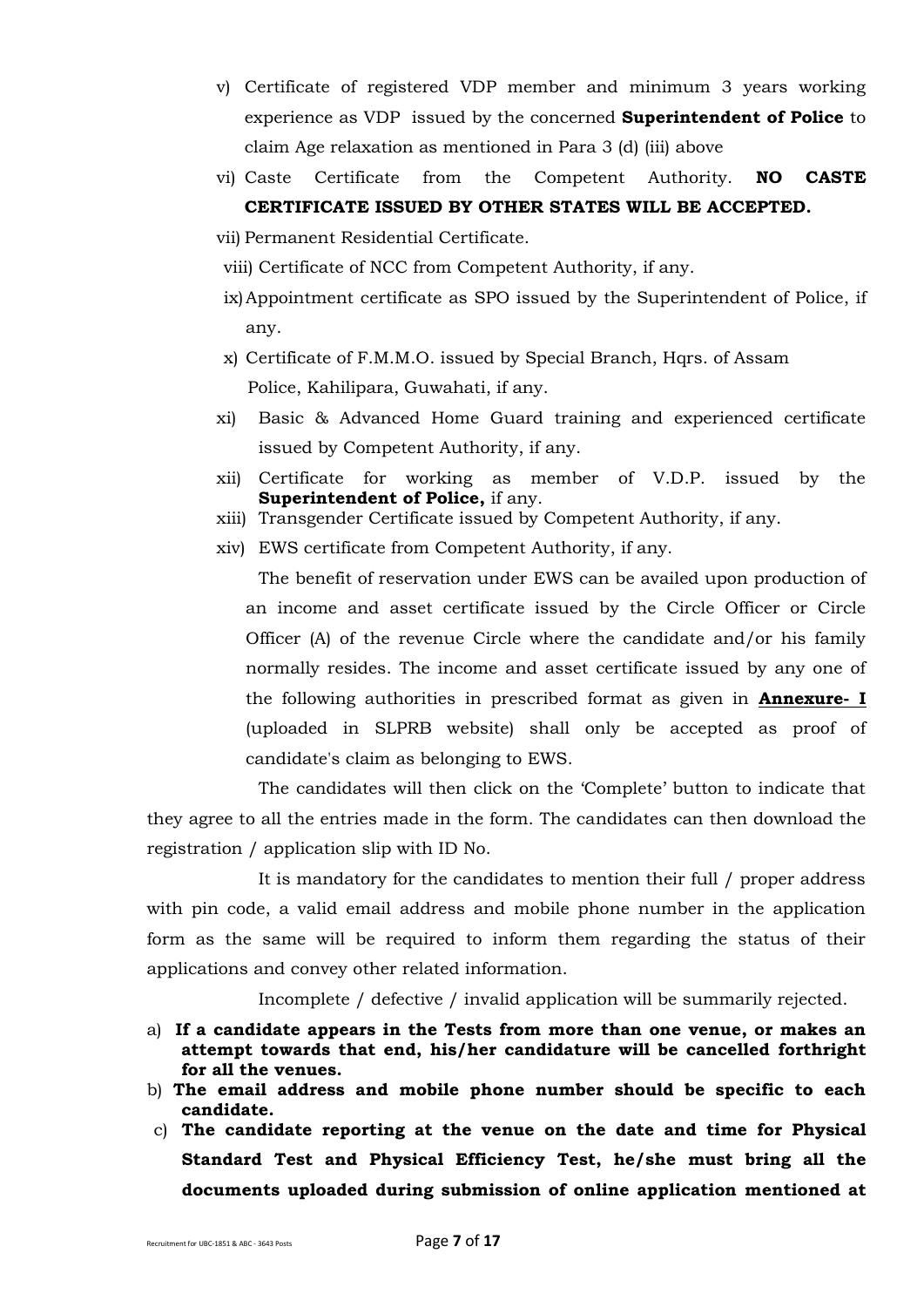v) Certificate of registered VDP member and minimum 3 years working experience as VDP issued by the concerned **Superintendent of Police** to claim Age relaxation as mentioned in Para 3 (d) (iii) above

vi) Caste Certificate from the Competent Authority. **NO CASTE CERTIFICATE ISSUED BY OTHER STATES WILL BE ACCEPTED.**

vii) Permanent Residential Certificate.

viii) Certificate of NCC from Competent Authority, if any.

ix) Appointment certificate as SPO issued by the Superintendent of Police, if any.

x) Certificate of F.M.M.O. issued by Special Branch, Hqrs. of Assam Police, Kahilipara, Guwahati, if any.

xi) Basic & Advanced Home Guard training and experienced certificate issued by Competent Authority, if any.

xii) Certificate for working as member of V.D.P. issued by the **Superintendent of Police,** if any.

xiii) Transgender Certificate issued by Competent Authority, if any.

xiv) EWS certificate from Competent Authority, if any.

The benefit of reservation under EWS can be availed upon production of an income and asset certificate issued by the Circle Officer or Circle Officer (A) of the revenue Circle where the candidate and/or his family normally resides. The income and asset certificate issued by any one of the following authorities in prescribed format as given in **Annexure- I** (uploaded in SLPRB website) shall only be accepted as proof of candidate's claim as belonging to EWS.

The candidates will then click on the 'Complete' button to indicate that they agree to all the entries made in the form. The candidates can then download the registration / application slip with ID No.

It is mandatory for the candidates to mention their full / proper address with pin code, a valid email address and mobile phone number in the application form as the same will be required to inform them regarding the status of their applications and convey other related information.

Incomplete / defective / invalid application will be summarily rejected.

a) **If a candidate appears in the Tests from more than one venue, or makes an attempt towards that end, his/her candidature will be cancelled forthright for all the venues.**

b) **The email address and mobile phone number should be specific to each candidate.**

c) **The candidate reporting at the venue on the date and time for Physical Standard Test and Physical Efficiency Test, he/she must bring all the documents uploaded during submission of online application mentioned at**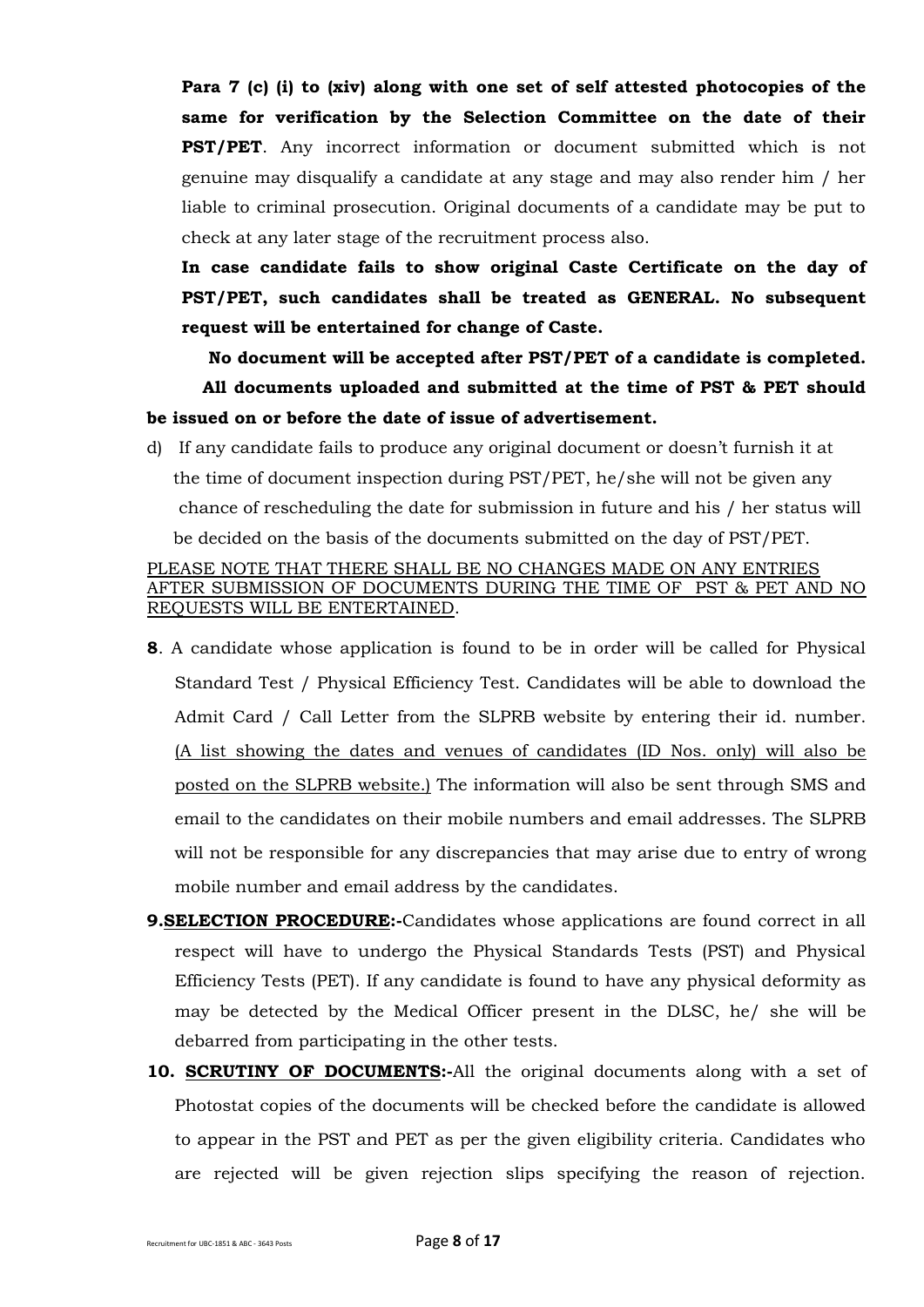**Para 7 (c) (i) to (xiv) along with one set of self attested photocopies of the same for verification by the Selection Committee on the date of their PST/PET**. Any incorrect information or document submitted which is not genuine may disqualify a candidate at any stage and may also render him / her liable to criminal prosecution. Original documents of a candidate may be put to check at any later stage of the recruitment process also.

**In case candidate fails to show original Caste Certificate on the day of PST/PET, such candidates shall be treated as GENERAL. No subsequent request will be entertained for change of Caste.**

**No document will be accepted after PST/PET of a candidate is completed.**

**All documents uploaded and submitted at the time of PST & PET should be issued on or before the date of issue of advertisement.**

d) If any candidate fails to produce any original document or doesn't furnish it at the time of document inspection during PST/PET, he/she will not be given any chance of rescheduling the date for submission in future and his / her status will be decided on the basis of the documents submitted on the day of PST/PET.

<u>PLEASE NOTE THAT THERE SHALL BE NO CHANGES MADE ON ANY ENTRIES AFTER SUBMISSION OF DOCUMENTS DURING THE TIME OF PST & PET AND NO REQUESTS WILL BE ENTERTAINED</u>.

**8**. A candidate whose application is found to be in order will be called for Physical Standard Test / Physical Efficiency Test. Candidates will be able to download the Admit Card / Call Letter from the SLPRB website by entering their id. number. <u>(A list showing the dates and venues of candidates (ID Nos. only) will also be posted on the SLPRB website.)</u> The information will also be sent through SMS and email to the candidates on their mobile numbers and email addresses. The SLPRB will not be responsible for any discrepancies that may arise due to entry of wrong mobile number and email address by the candidates.

**9.<u>SELECTION PROCEDURE</u>:-**Candidates whose applications are found correct in all respect will have to undergo the Physical Standards Tests (PST) and Physical Efficiency Tests (PET). If any candidate is found to have any physical deformity as may be detected by the Medical Officer present in the DLSC, he/ she will be debarred from participating in the other tests.

**10. <u>SCRUTINY OF DOCUMENTS</u>:-**All the original documents along with a set of Photostat copies of the documents will be checked before the candidate is allowed to appear in the PST and PET as per the given eligibility criteria. Candidates who are rejected will be given rejection slips specifying the reason of rejection.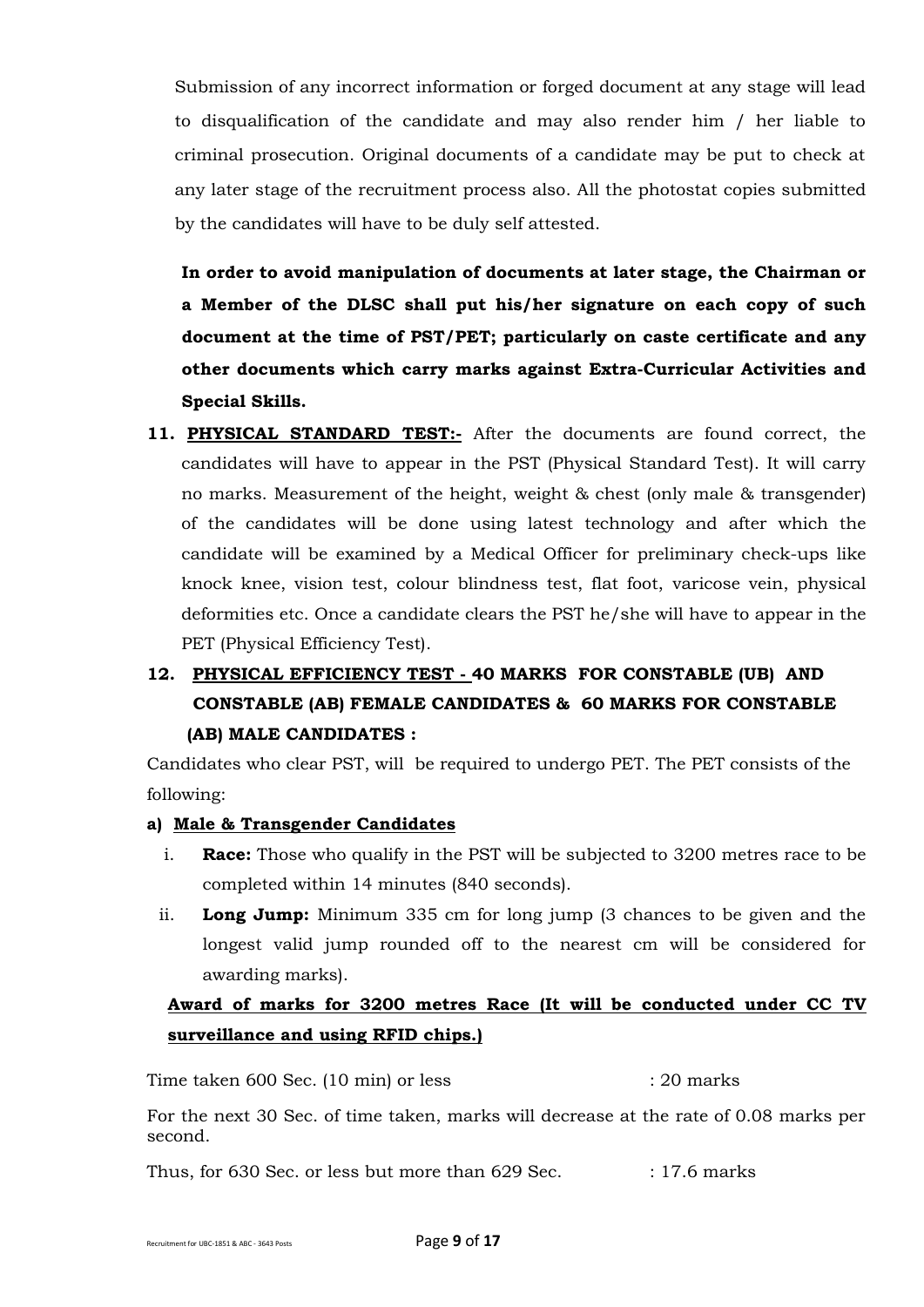Submission of any incorrect information or forged document at any stage will lead to disqualification of the candidate and may also render him / her liable to criminal prosecution. Original documents of a candidate may be put to check at any later stage of the recruitment process also. All the photostat copies submitted by the candidates will have to be duly self attested.

**In order to avoid manipulation of documents at later stage, the Chairman or a Member of the DLSC shall put his/her signature on each copy of such document at the time of PST/PET; particularly on caste certificate and any other documents which carry marks against Extra-Curricular Activities and Special Skills.**

11. **PHYSICAL STANDARD TEST:-** After the documents are found correct, the candidates will have to appear in the PST (Physical Standard Test). It will carry no marks. Measurement of the height, weight & chest (only male & transgender) of the candidates will be done using latest technology and after which the candidate will be examined by a Medical Officer for preliminary check-ups like knock knee, vision test, colour blindness test, flat foot, varicose vein, physical deformities etc. Once a candidate clears the PST he/she will have to appear in the PET (Physical Efficiency Test).

12. **PHYSICAL EFFICIENCY TEST - 40 MARKS FOR CONSTABLE (UB) AND CONSTABLE (AB) FEMALE CANDIDATES & 60 MARKS FOR CONSTABLE (AB) MALE CANDIDATES :**

Candidates who clear PST, will be required to undergo PET. The PET consists of the following:

**a) Male & Transgender Candidates**

i. **Race:** Those who qualify in the PST will be subjected to 3200 metres race to be completed within 14 minutes (840 seconds).

ii. **Long Jump:** Minimum 335 cm for long jump (3 chances to be given and the longest valid jump rounded off to the nearest cm will be considered for awarding marks).

**Award of marks for 3200 metres Race (It will be conducted under CC TV surveillance and using RFID chips.)**

Time taken 600 Sec. (10 min) or less : 20 marks

For the next 30 Sec. of time taken, marks will decrease at the rate of 0.08 marks per second.

Thus, for 630 Sec. or less but more than 629 Sec. : 17.6 marks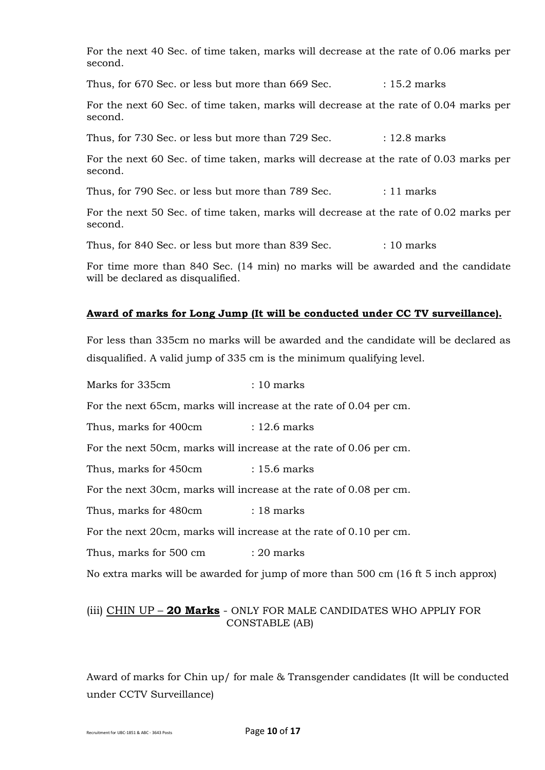For the next 40 Sec. of time taken, marks will decrease at the rate of 0.06 marks per second.

Thus, for 670 Sec. or less but more than 669 Sec. : 15.2 marks

For the next 60 Sec. of time taken, marks will decrease at the rate of 0.04 marks per second.

Thus, for 730 Sec. or less but more than 729 Sec. : 12.8 marks

For the next 60 Sec. of time taken, marks will decrease at the rate of 0.03 marks per second.

Thus, for 790 Sec. or less but more than 789 Sec. : 11 marks

For the next 50 Sec. of time taken, marks will decrease at the rate of 0.02 marks per second.

Thus, for 840 Sec. or less but more than 839 Sec. : 10 marks

For time more than 840 Sec. (14 min) no marks will be awarded and the candidate will be declared as disqualified.

**Award of marks for Long Jump (It will be conducted under CC TV surveillance).**

For less than 335cm no marks will be awarded and the candidate will be declared as disqualified. A valid jump of 335 cm is the minimum qualifying level.

Marks for 335cm : 10 marks

For the next 65cm, marks will increase at the rate of 0.04 per cm.

Thus, marks for 400cm : 12.6 marks

For the next 50cm, marks will increase at the rate of 0.06 per cm.

Thus, marks for 450cm : 15.6 marks

For the next 30cm, marks will increase at the rate of 0.08 per cm.

Thus, marks for 480cm : 18 marks

For the next 20cm, marks will increase at the rate of 0.10 per cm.

Thus, marks for 500 cm : 20 marks

No extra marks will be awarded for jump of more than 500 cm (16 ft 5 inch approx)

(iii) CHIN UP – **20 Marks** - ONLY FOR MALE CANDIDATES WHO APPLIY FOR CONSTABLE (AB)

Award of marks for Chin up/ for male & Transgender candidates (It will be conducted under CCTV Surveillance)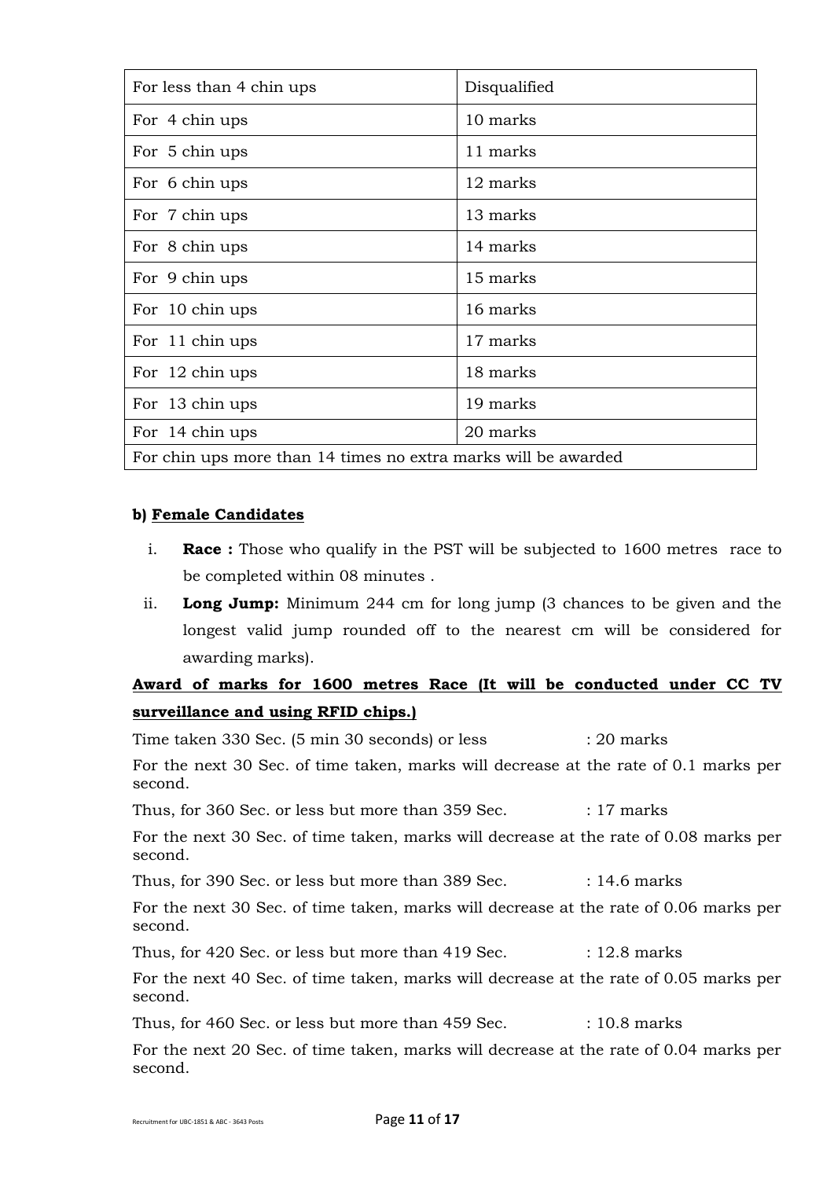| For less than 4 chin ups | Disqualified |
|---|---|
| For 4 chin ups | 10 marks |
| For 5 chin ups | 11 marks |
| For 6 chin ups | 12 marks |
| For 7 chin ups | 13 marks |
| For 8 chin ups | 14 marks |
| For 9 chin ups | 15 marks |
| For 10 chin ups | 16 marks |
| For 11 chin ups | 17 marks |
| For 12 chin ups | 18 marks |
| For 13 chin ups | 19 marks |
| For 14 chin ups | 20 marks |
| For chin ups more than 14 times no extra marks will be awarded | |

**b) Female Candidates**

i. **Race :** Those who qualify in the PST will be subjected to 1600 metres race to be completed within 08 minutes .

ii. **Long Jump:** Minimum 244 cm for long jump (3 chances to be given and the longest valid jump rounded off to the nearest cm will be considered for awarding marks).

**Award of marks for 1600 metres Race (It will be conducted under CC TV surveillance and using RFID chips.)**

Time taken 330 Sec. (5 min 30 seconds) or less : 20 marks

For the next 30 Sec. of time taken, marks will decrease at the rate of 0.1 marks per second.

Thus, for 360 Sec. or less but more than 359 Sec. : 17 marks

For the next 30 Sec. of time taken, marks will decrease at the rate of 0.08 marks per second.

Thus, for 390 Sec. or less but more than 389 Sec. : 14.6 marks

For the next 30 Sec. of time taken, marks will decrease at the rate of 0.06 marks per second.

Thus, for 420 Sec. or less but more than 419 Sec. : 12.8 marks

For the next 40 Sec. of time taken, marks will decrease at the rate of 0.05 marks per second.

Thus, for 460 Sec. or less but more than 459 Sec. : 10.8 marks

For the next 20 Sec. of time taken, marks will decrease at the rate of 0.04 marks per second.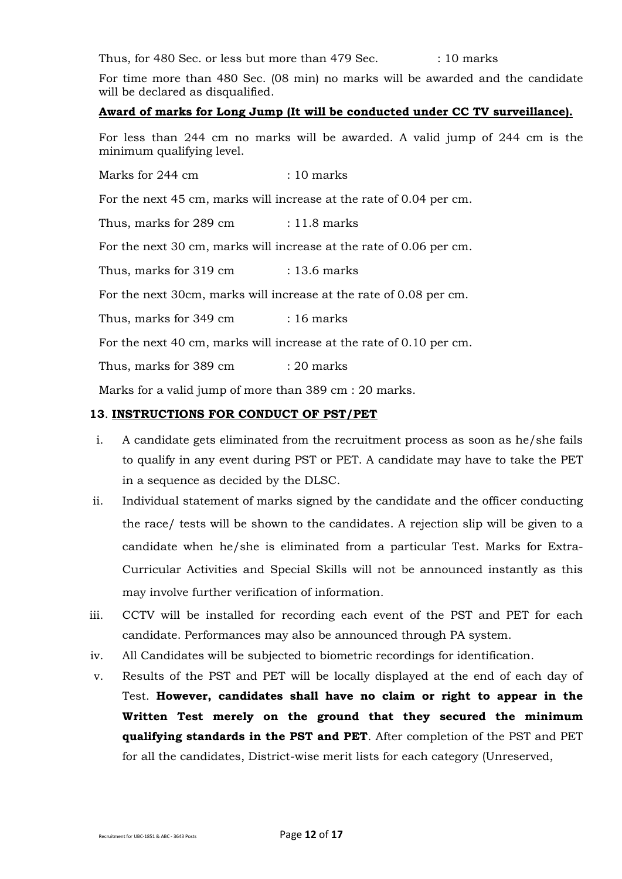Thus, for 480 Sec. or less but more than 479 Sec. : 10 marks

For time more than 480 Sec. (08 min) no marks will be awarded and the candidate will be declared as disqualified.

**Award of marks for Long Jump (It will be conducted under CC TV surveillance).**

For less than 244 cm no marks will be awarded. A valid jump of 244 cm is the minimum qualifying level.

Marks for 244 cm : 10 marks

For the next 45 cm, marks will increase at the rate of 0.04 per cm.

Thus, marks for 289 cm : 11.8 marks

For the next 30 cm, marks will increase at the rate of 0.06 per cm.

Thus, marks for 319 cm : 13.6 marks

For the next 30cm, marks will increase at the rate of 0.08 per cm.

Thus, marks for 349 cm : 16 marks

For the next 40 cm, marks will increase at the rate of 0.10 per cm.

Thus, marks for 389 cm : 20 marks

Marks for a valid jump of more than 389 cm : 20 marks.

## 13. INSTRUCTIONS FOR CONDUCT OF PST/PET

i. A candidate gets eliminated from the recruitment process as soon as he/she fails to qualify in any event during PST or PET. A candidate may have to take the PET in a sequence as decided by the DLSC.

ii. Individual statement of marks signed by the candidate and the officer conducting the race/ tests will be shown to the candidates. A rejection slip will be given to a candidate when he/she is eliminated from a particular Test. Marks for Extra-Curricular Activities and Special Skills will not be announced instantly as this may involve further verification of information.

iii. CCTV will be installed for recording each event of the PST and PET for each candidate. Performances may also be announced through PA system.

iv. All Candidates will be subjected to biometric recordings for identification.

v. Results of the PST and PET will be locally displayed at the end of each day of Test. **However, candidates shall have no claim or right to appear in the Written Test merely on the ground that they secured the minimum qualifying standards in the PST and PET**. After completion of the PST and PET for all the candidates, District-wise merit lists for each category (Unreserved,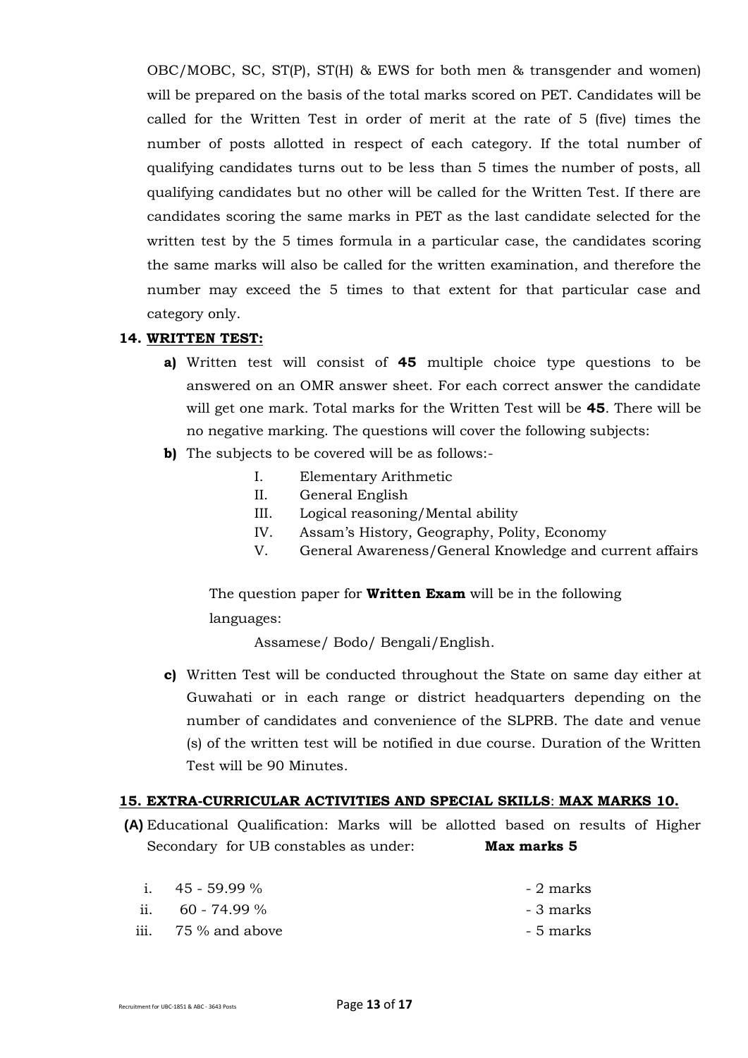OBC/MOBC, SC, ST(P), ST(H) & EWS for both men & transgender and women) will be prepared on the basis of the total marks scored on PET. Candidates will be called for the Written Test in order of merit at the rate of 5 (five) times the number of posts allotted in respect of each category. If the total number of qualifying candidates turns out to be less than 5 times the number of posts, all qualifying candidates but no other will be called for the Written Test. If there are candidates scoring the same marks in PET as the last candidate selected for the written test by the 5 times formula in a particular case, the candidates scoring the same marks will also be called for the written examination, and therefore the number may exceed the 5 times to that extent for that particular case and category only.

**14. WRITTEN TEST:**

**a)** Written test will consist of **45** multiple choice type questions to be answered on an OMR answer sheet. For each correct answer the candidate will get one mark. Total marks for the Written Test will be **45**. There will be no negative marking. The questions will cover the following subjects:

**b)** The subjects to be covered will be as follows:-

- I. Elementary Arithmetic
- II. General English
- III. Logical reasoning/Mental ability
- IV. Assam's History, Geography, Polity, Economy
- V. General Awareness/General Knowledge and current affairs

The question paper for **Written Exam** will be in the following languages:

Assamese/ Bodo/ Bengali/English.

**c)** Written Test will be conducted throughout the State on same day either at Guwahati or in each range or district headquarters depending on the number of candidates and convenience of the SLPRB. The date and venue (s) of the written test will be notified in due course. Duration of the Written Test will be 90 Minutes.

**15. EXTRA-CURRICULAR ACTIVITIES AND SPECIAL SKILLS: MAX MARKS 10.**

**(A)** Educational Qualification: Marks will be allotted based on results of Higher Secondary for UB constables as under: **Max marks 5**

- i. 45 - 59.99 % - 2 marks
- ii. 60 - 74.99 % - 3 marks
- iii. 75 % and above - 5 marks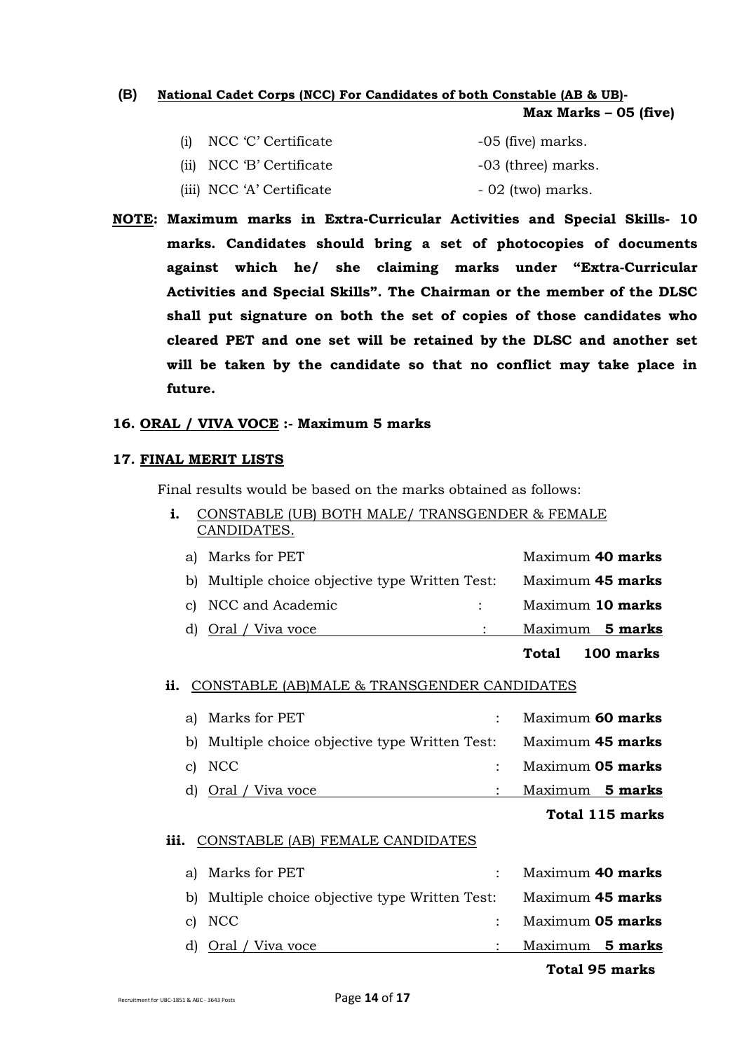**(B) National Cadet Corps (NCC) For Candidates of both Constable (AB & UB)-**

**Max Marks – 05 (five)**

(i) NCC 'C' Certificate -05 (five) marks.

(ii) NCC 'B' Certificate -03 (three) marks.

(iii) NCC 'A' Certificate - 02 (two) marks.

**NOTE: Maximum marks in Extra-Curricular Activities and Special Skills- 10 marks. Candidates should bring a set of photocopies of documents against which he/ she claiming marks under "Extra-Curricular Activities and Special Skills". The Chairman or the member of the DLSC shall put signature on both the set of copies of those candidates who cleared PET and one set will be retained by the DLSC and another set will be taken by the candidate so that no conflict may take place in future.**

**16. ORAL / VIVA VOCE :- Maximum 5 marks**

**17. FINAL MERIT LISTS**

Final results would be based on the marks obtained as follows:

**i.** CONSTABLE (UB) BOTH MALE/ TRANSGENDER & FEMALE CANDIDATES.

| | | |
|---|---|---|
| a) Marks for PET | | Maximum **40 marks** |
| b) Multiple choice objective type Written Test: | | Maximum **45 marks** |
| c) NCC and Academic | : | Maximum **10 marks** |
| d) Oral / Viva voce | : | Maximum **5 marks** |
| | | **Total 100 marks** |

**ii.** CONSTABLE (AB)MALE & TRANSGENDER CANDIDATES

| | | |
|---|---|---|
| a) Marks for PET | : | Maximum **60 marks** |
| b) Multiple choice objective type Written Test: | | Maximum **45 marks** |
| c) NCC | : | Maximum **05 marks** |
| d) Oral / Viva voce | : | Maximum **5 marks** |
| | | **Total 115 marks** |

**iii.** CONSTABLE (AB) FEMALE CANDIDATES

| | | |
|---|---|---|
| a) Marks for PET | : | Maximum **40 marks** |
| b) Multiple choice objective type Written Test: | | Maximum **45 marks** |
| c) NCC | : | Maximum **05 marks** |
| d) Oral / Viva voce | : | Maximum **5 marks** |
| | | **Total 95 marks** |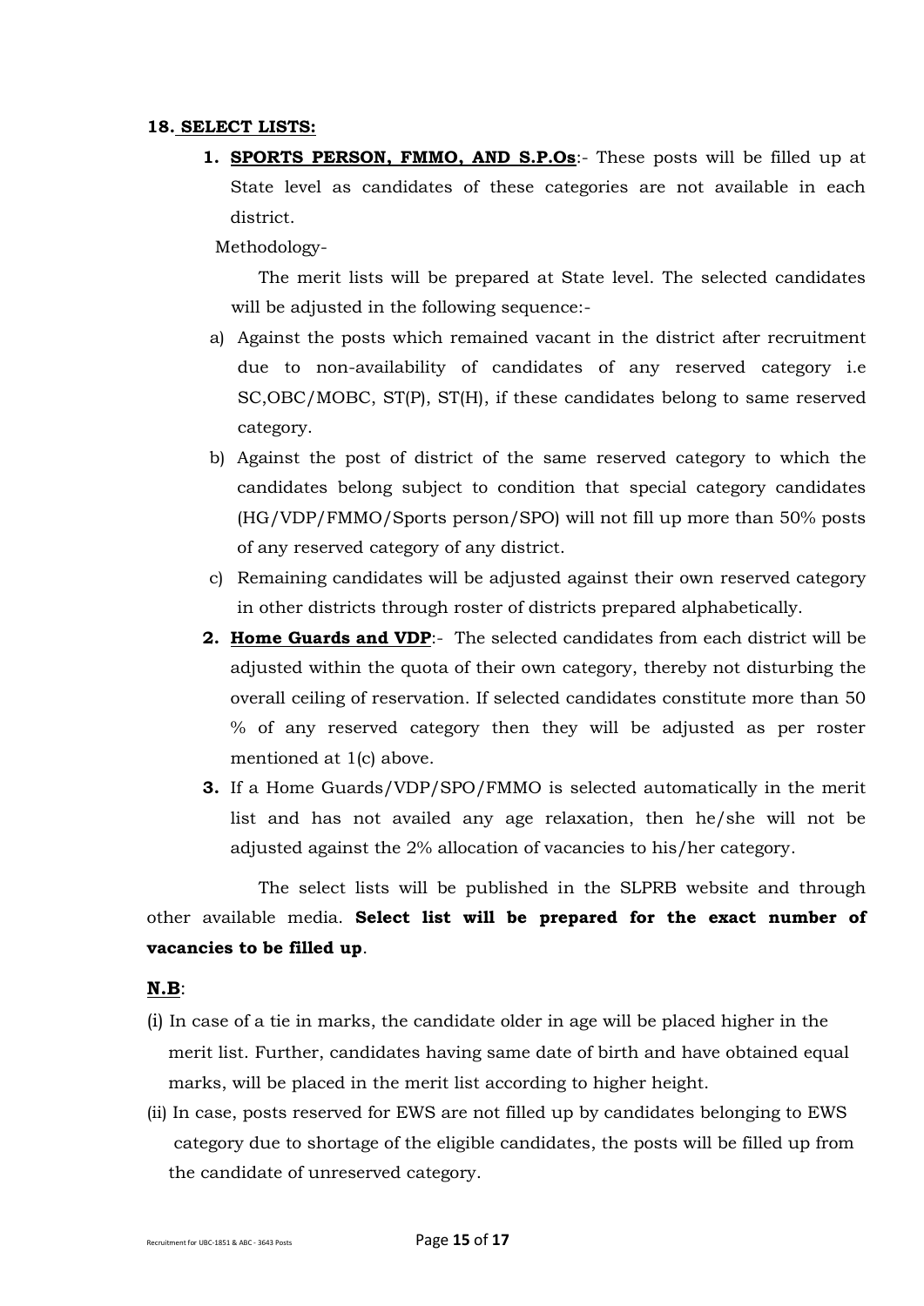**18. SELECT LISTS:**

1. **SPORTS PERSON, FMMO, AND S.P.Os**:- These posts will be filled up at State level as candidates of these categories are not available in each district.

   Methodology-

   The merit lists will be prepared at State level. The selected candidates will be adjusted in the following sequence:-

   a) Against the posts which remained vacant in the district after recruitment due to non-availability of candidates of any reserved category i.e SC,OBC/MOBC, ST(P), ST(H), if these candidates belong to same reserved category.

   b) Against the post of district of the same reserved category to which the candidates belong subject to condition that special category candidates (HG/VDP/FMMO/Sports person/SPO) will not fill up more than 50% posts of any reserved category of any district.

   c) Remaining candidates will be adjusted against their own reserved category in other districts through roster of districts prepared alphabetically.

2. **Home Guards and VDP**:- The selected candidates from each district will be adjusted within the quota of their own category, thereby not disturbing the overall ceiling of reservation. If selected candidates constitute more than 50 % of any reserved category then they will be adjusted as per roster mentioned at 1(c) above.

3. If a Home Guards/VDP/SPO/FMMO is selected automatically in the merit list and has not availed any age relaxation, then he/she will not be adjusted against the 2% allocation of vacancies to his/her category.

The select lists will be published in the SLPRB website and through other available media. **Select list will be prepared for the exact number of vacancies to be filled up**.

**N.B**:

(i) In case of a tie in marks, the candidate older in age will be placed higher in the merit list. Further, candidates having same date of birth and have obtained equal marks, will be placed in the merit list according to higher height.

(ii) In case, posts reserved for EWS are not filled up by candidates belonging to EWS category due to shortage of the eligible candidates, the posts will be filled up from the candidate of unreserved category.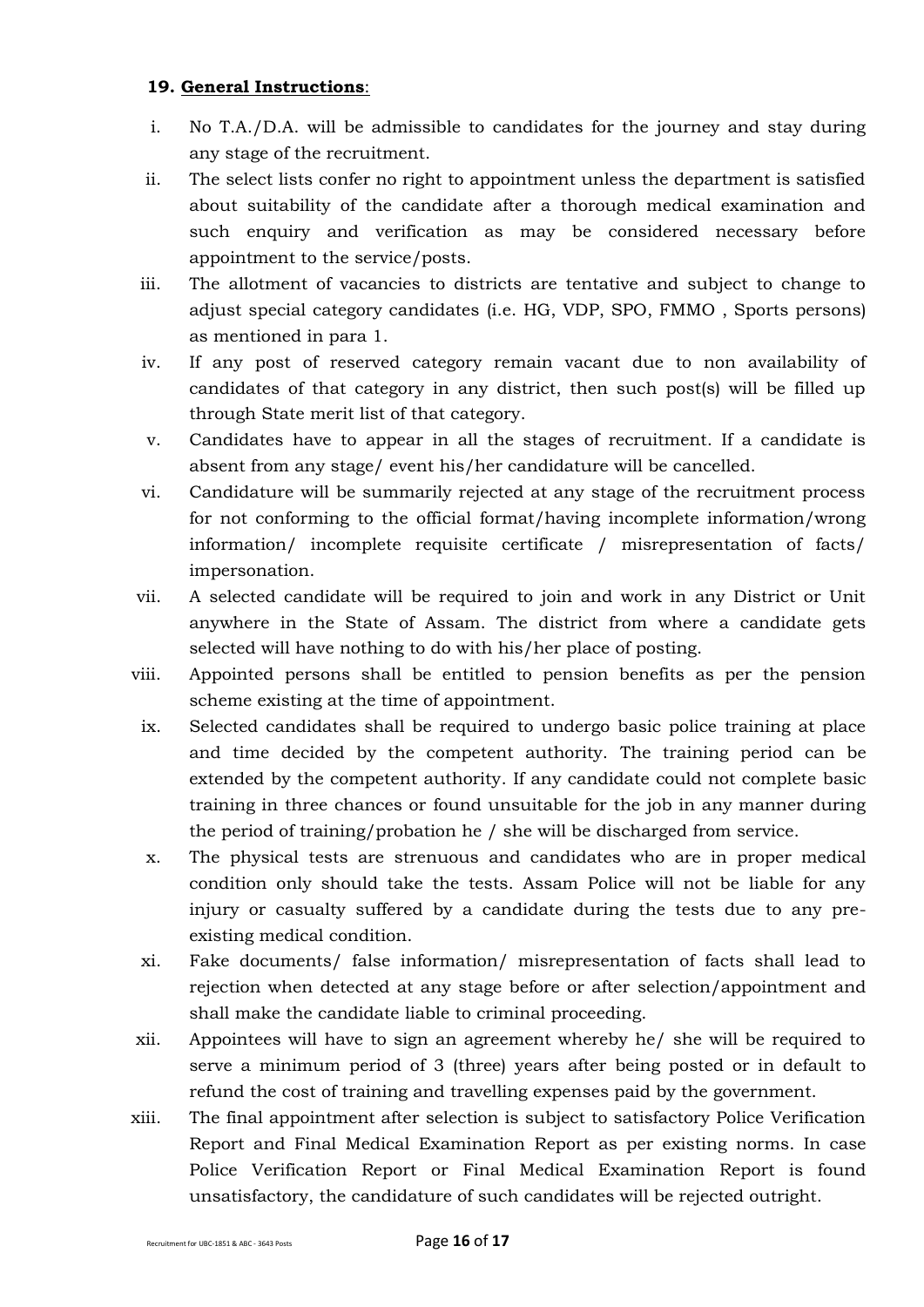**19. General Instructions**:

i. No T.A./D.A. will be admissible to candidates for the journey and stay during any stage of the recruitment.

ii. The select lists confer no right to appointment unless the department is satisfied about suitability of the candidate after a thorough medical examination and such enquiry and verification as may be considered necessary before appointment to the service/posts.

iii. The allotment of vacancies to districts are tentative and subject to change to adjust special category candidates (i.e. HG, VDP, SPO, FMMO , Sports persons) as mentioned in para 1.

iv. If any post of reserved category remain vacant due to non availability of candidates of that category in any district, then such post(s) will be filled up through State merit list of that category.

v. Candidates have to appear in all the stages of recruitment. If a candidate is absent from any stage/ event his/her candidature will be cancelled.

vi. Candidature will be summarily rejected at any stage of the recruitment process for not conforming to the official format/having incomplete information/wrong information/ incomplete requisite certificate / misrepresentation of facts/ impersonation.

vii. A selected candidate will be required to join and work in any District or Unit anywhere in the State of Assam. The district from where a candidate gets selected will have nothing to do with his/her place of posting.

viii. Appointed persons shall be entitled to pension benefits as per the pension scheme existing at the time of appointment.

ix. Selected candidates shall be required to undergo basic police training at place and time decided by the competent authority. The training period can be extended by the competent authority. If any candidate could not complete basic training in three chances or found unsuitable for the job in any manner during the period of training/probation he / she will be discharged from service.

x. The physical tests are strenuous and candidates who are in proper medical condition only should take the tests. Assam Police will not be liable for any injury or casualty suffered by a candidate during the tests due to any pre-existing medical condition.

xi. Fake documents/ false information/ misrepresentation of facts shall lead to rejection when detected at any stage before or after selection/appointment and shall make the candidate liable to criminal proceeding.

xii. Appointees will have to sign an agreement whereby he/ she will be required to serve a minimum period of 3 (three) years after being posted or in default to refund the cost of training and travelling expenses paid by the government.

xiii. The final appointment after selection is subject to satisfactory Police Verification Report and Final Medical Examination Report as per existing norms. In case Police Verification Report or Final Medical Examination Report is found unsatisfactory, the candidature of such candidates will be rejected outright.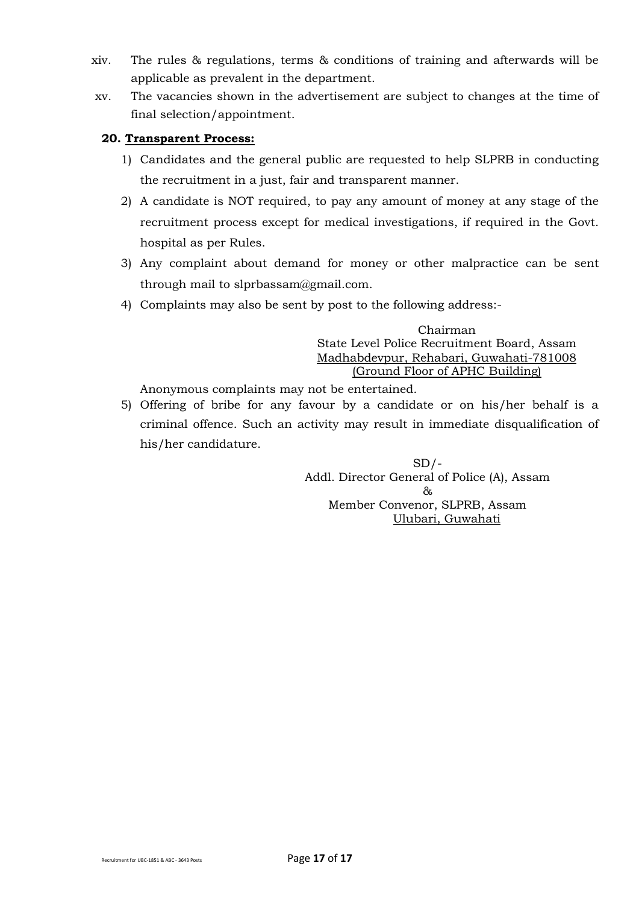xiv. The rules & regulations, terms & conditions of training and afterwards will be applicable as prevalent in the department.

xv. The vacancies shown in the advertisement are subject to changes at the time of final selection/appointment.

**20. Transparent Process:**

1) Candidates and the general public are requested to help SLPRB in conducting the recruitment in a just, fair and transparent manner.
2) A candidate is NOT required, to pay any amount of money at any stage of the recruitment process except for medical investigations, if required in the Govt. hospital as per Rules.
3) Any complaint about demand for money or other malpractice can be sent through mail to slprbassam@gmail.com.
4) Complaints may also be sent by post to the following address:-

   Chairman
   State Level Police Recruitment Board, Assam
   Madhabdevpur, Rehabari, Guwahati-781008
   (Ground Floor of APHC Building)

   Anonymous complaints may not be entertained.
5) Offering of bribe for any favour by a candidate or on his/her behalf is a criminal offence. Such an activity may result in immediate disqualification of his/her candidature.

SD/-
Addl. Director General of Police (A), Assam
&
Member Convenor, SLPRB, Assam
Ulubari, Guwahati